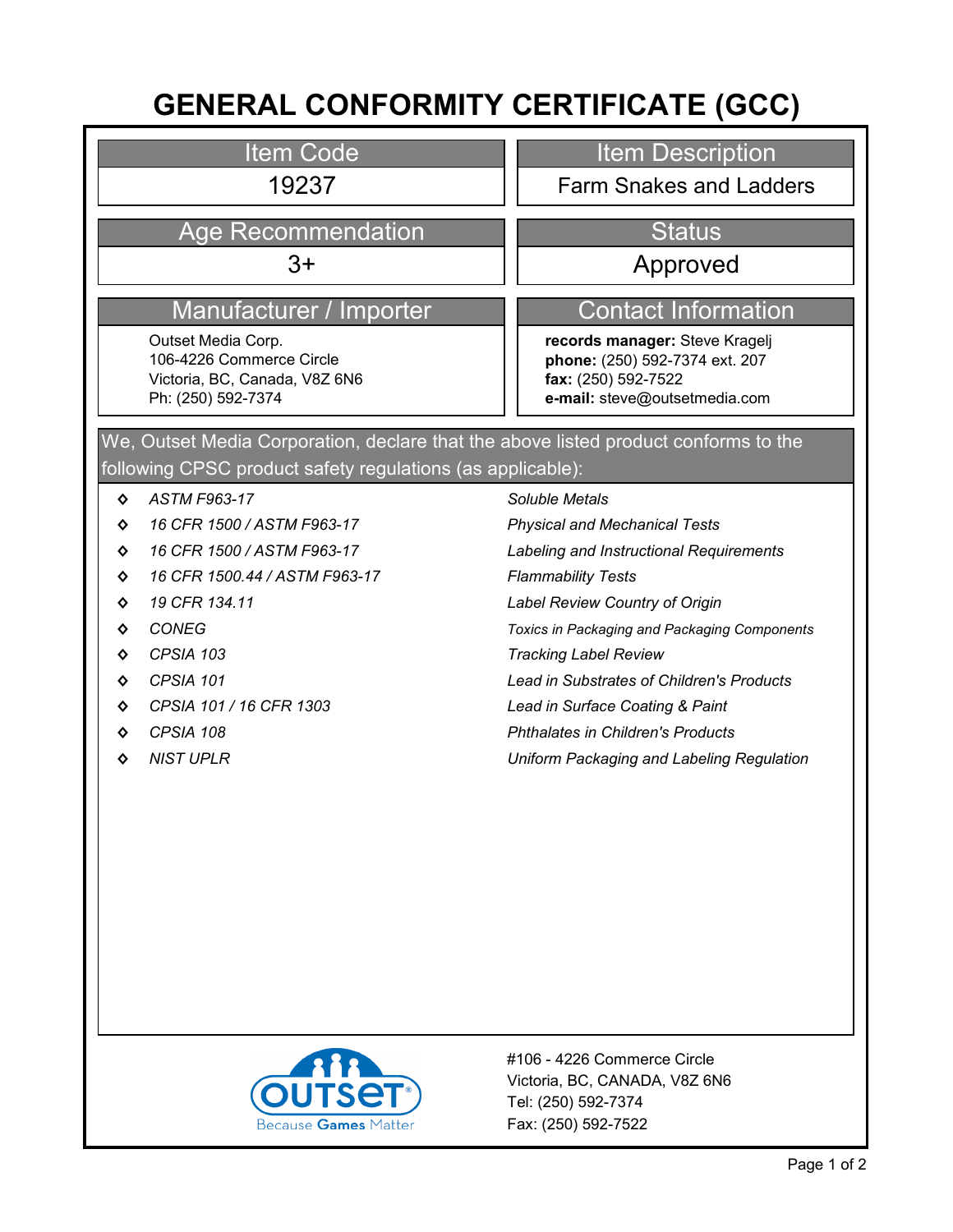# GENERAL CONFORMITY CERTIFICATE (GCC)

| Item Code | Item Description |
| --- | --- |
| 19237 | Farm Snakes and Ladders |

| Age Recommendation | Status |
| --- | --- |
| 3+ | Approved |

| Manufacturer / Importer | Contact Information |
| --- | --- |
| Outset Media Corp.<br>106-4226 Commerce Circle<br>Victoria, BC, Canada, V8Z 6N6<br>Ph: (250) 592-7374 | **records manager:** Steve Kragelj<br>**phone:** (250) 592-7374 ext. 207<br>**fax:** (250) 592-7522<br>**e-mail:** steve@outsetmedia.com |

We, Outset Media Corporation, declare that the above listed product conforms to the following CPSC product safety regulations (as applicable):

| Regulation | Description |
| --- | --- |
| *ASTM F963-17* | *Soluble Metals* |
| *16 CFR 1500 / ASTM F963-17* | *Physical and Mechanical Tests* |
| *16 CFR 1500 / ASTM F963-17* | *Labeling and Instructional Requirements* |
| *16 CFR 1500.44 / ASTM F963-17* | *Flammability Tests* |
| *19 CFR 134.11* | *Label Review Country of Origin* |
| *CONEG* | *Toxics in Packaging and Packaging Components* |
| *CPSIA 103* | *Tracking Label Review* |
| *CPSIA 101* | *Lead in Substrates of Children's Products* |
| *CPSIA 101 / 16 CFR 1303* | *Lead in Surface Coating & Paint* |
| *CPSIA 108* | *Phthalates in Children's Products* |
| *NIST UPLR* | *Uniform Packaging and Labeling Regulation* |

OUTSET — Because Games Matter

#106 - 4226 Commerce Circle
Victoria, BC, CANADA, V8Z 6N6
Tel: (250) 592-7374
Fax: (250) 592-7522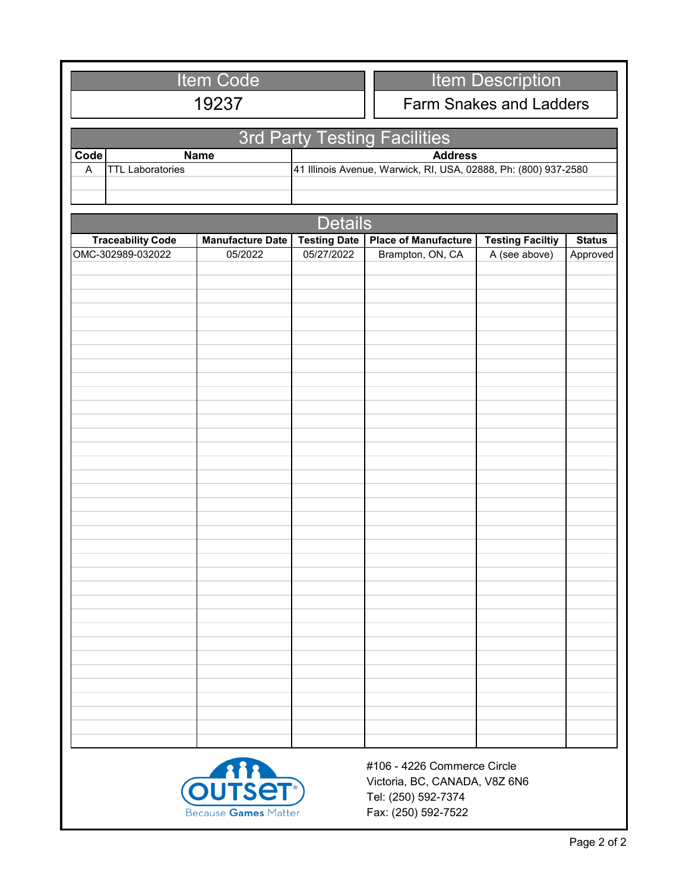| Item Code | Item Description |
|---|---|
| 19237 | Farm Snakes and Ladders |

## 3rd Party Testing Facilities

| Code | Name | Address |
|---|---|---|
| A | TTL Laboratories | 41 Illinois Avenue, Warwick, RI, USA, 02888, Ph: (800) 937-2580 |

## Details

| Traceability Code | Manufacture Date | Testing Date | Place of Manufacture | Testing Faciltiy | Status |
|---|---|---|---|---|---|
| OMC-302989-032022 | 05/2022 | 05/27/2022 | Brampton, ON, CA | A (see above) | Approved |

OUTSET
Because Games Matter

#106 - 4226 Commerce Circle
Victoria, BC, CANADA, V8Z 6N6
Tel: (250) 592-7374
Fax: (250) 592-7522